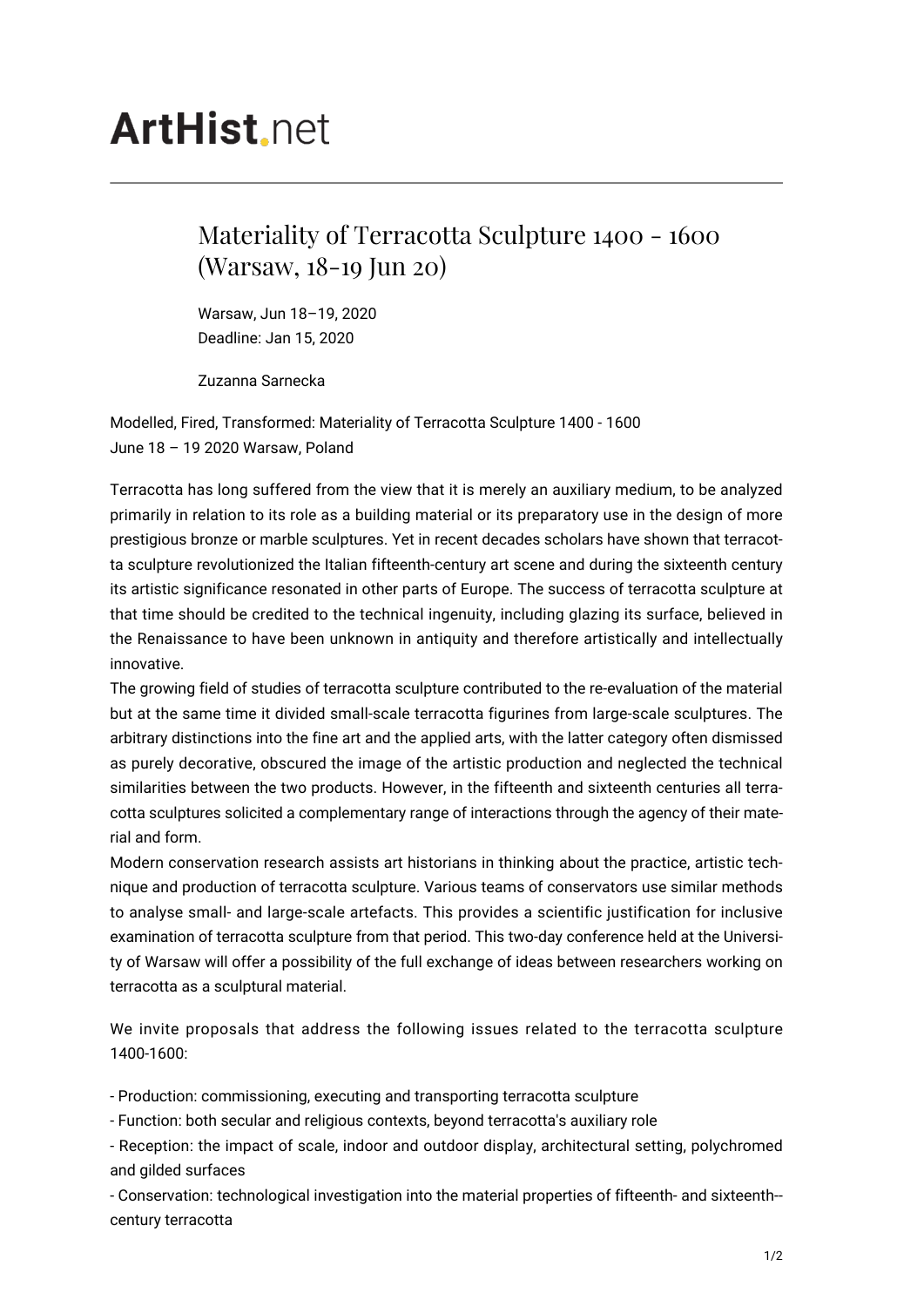# ArtHist.net

## Materiality of Terracotta Sculpture 1400 - 1600 (Warsaw, 18-19 Jun 20)

Warsaw, Jun 18–19, 2020
Deadline: Jan 15, 2020

Zuzanna Sarnecka

Modelled, Fired, Transformed: Materiality of Terracotta Sculpture 1400 - 1600
June 18 – 19 2020 Warsaw, Poland

Terracotta has long suffered from the view that it is merely an auxiliary medium, to be analyzed primarily in relation to its role as a building material or its preparatory use in the design of more prestigious bronze or marble sculptures. Yet in recent decades scholars have shown that terracotta sculpture revolutionized the Italian fifteenth-century art scene and during the sixteenth century its artistic significance resonated in other parts of Europe. The success of terracotta sculpture at that time should be credited to the technical ingenuity, including glazing its surface, believed in the Renaissance to have been unknown in antiquity and therefore artistically and intellectually innovative.

The growing field of studies of terracotta sculpture contributed to the re-evaluation of the material but at the same time it divided small-scale terracotta figurines from large-scale sculptures. The arbitrary distinctions into the fine art and the applied arts, with the latter category often dismissed as purely decorative, obscured the image of the artistic production and neglected the technical similarities between the two products. However, in the fifteenth and sixteenth centuries all terracotta sculptures solicited a complementary range of interactions through the agency of their material and form.

Modern conservation research assists art historians in thinking about the practice, artistic technique and production of terracotta sculpture. Various teams of conservators use similar methods to analyse small- and large-scale artefacts. This provides a scientific justification for inclusive examination of terracotta sculpture from that period. This two-day conference held at the University of Warsaw will offer a possibility of the full exchange of ideas between researchers working on terracotta as a sculptural material.

We invite proposals that address the following issues related to the terracotta sculpture 1400-1600:

- Production: commissioning, executing and transporting terracotta sculpture
- Function: both secular and religious contexts, beyond terracotta's auxiliary role
- Reception: the impact of scale, indoor and outdoor display, architectural setting, polychromed and gilded surfaces
- Conservation: technological investigation into the material properties of fifteenth- and sixteenth-century terracotta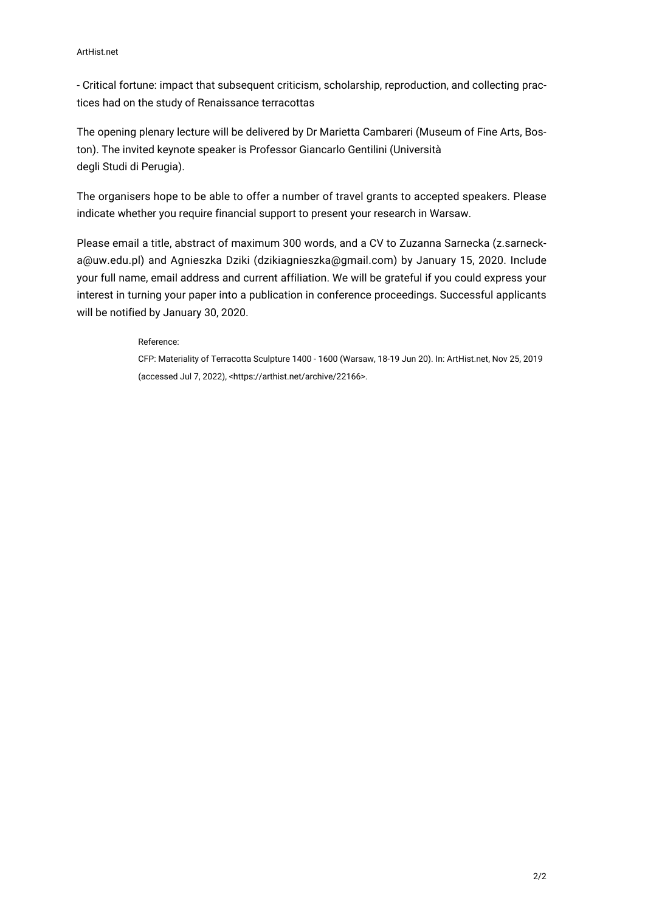- Critical fortune: impact that subsequent criticism, scholarship, reproduction, and collecting practices had on the study of Renaissance terracottas

The opening plenary lecture will be delivered by Dr Marietta Cambareri (Museum of Fine Arts, Boston). The invited keynote speaker is Professor Giancarlo Gentilini (Università degli Studi di Perugia).

The organisers hope to be able to offer a number of travel grants to accepted speakers. Please indicate whether you require financial support to present your research in Warsaw.

Please email a title, abstract of maximum 300 words, and a CV to Zuzanna Sarnecka (z.sarnecka@uw.edu.pl) and Agnieszka Dziki (dzikiagnieszka@gmail.com) by January 15, 2020. Include your full name, email address and current affiliation. We will be grateful if you could express your interest in turning your paper into a publication in conference proceedings. Successful applicants will be notified by January 30, 2020.

Reference:

CFP: Materiality of Terracotta Sculpture 1400 - 1600 (Warsaw, 18-19 Jun 20). In: ArtHist.net, Nov 25, 2019 (accessed Jul 7, 2022), <https://arthist.net/archive/22166>.